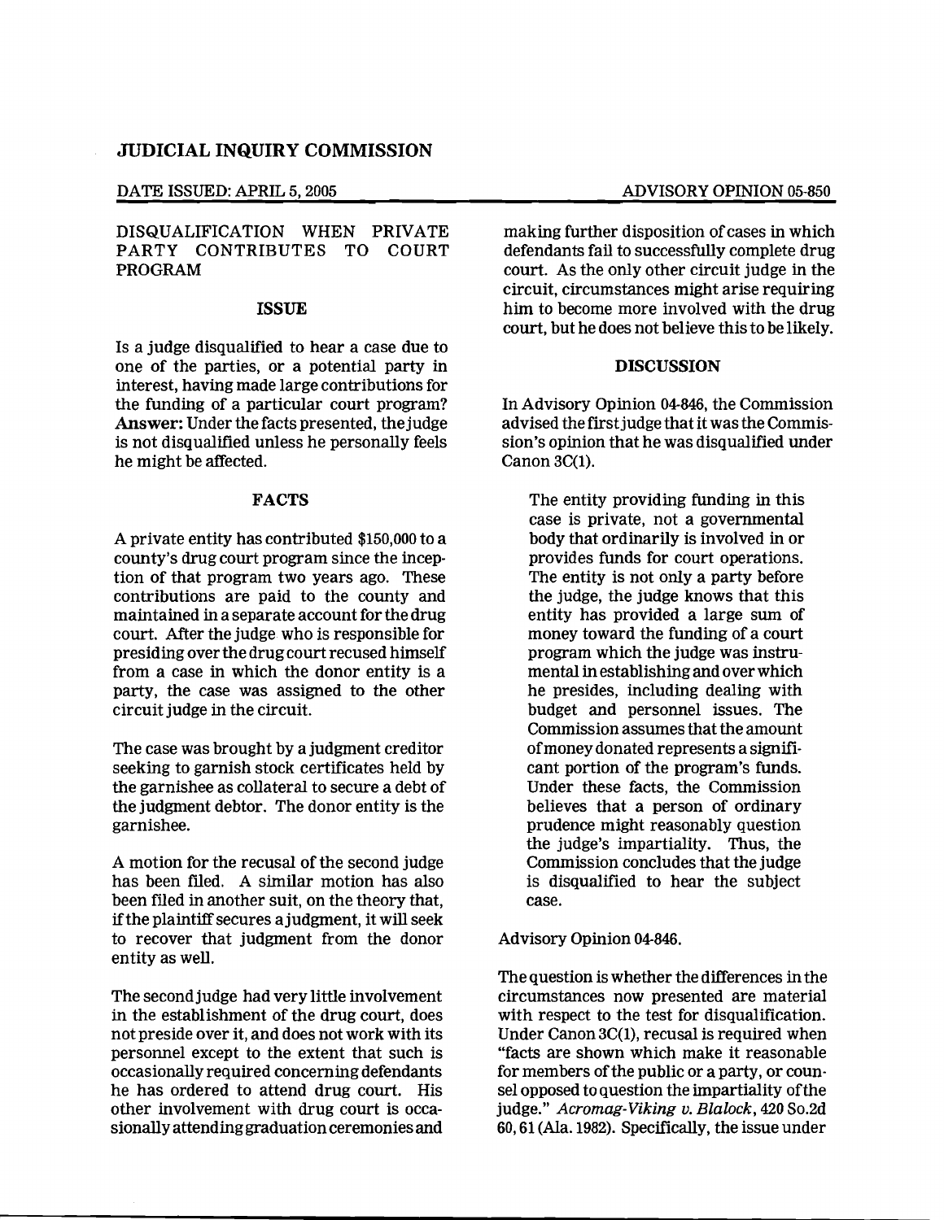# JUDICIAL INQUIRY COMMISSION

DATE ISSUED: APRIL 5, 2005

ADVISORY OPINION 05-850

## DISQUALIFICATION WHEN PRIVATE PARTY CONTRIBUTES TO COURT PROGRAM

### ISSUE

Is a judge disqualified to hear a case due to one of the parties, or a potential party in interest, having made large contributions for the funding of a particular court program? **Answer:** Under the facts presented, the judge is not disqualified unless he personally feels he might be affected.

### FACTS

A private entity has contributed $150,000 to a county's drug court program since the inception of that program two years ago. These contributions are paid to the county and maintained in a separate account for the drug court. After the judge who is responsible for presiding over the drug court recused himself from a case in which the donor entity is a party, the case was assigned to the other circuit judge in the circuit.

The case was brought by a judgment creditor seeking to garnish stock certificates held by the garnishee as collateral to secure a debt of the judgment debtor. The donor entity is the garnishee.

A motion for the recusal of the second judge has been filed. A similar motion has also been filed in another suit, on the theory that, if the plaintiff secures a judgment, it will seek to recover that judgment from the donor entity as well.

The second judge had very little involvement in the establishment of the drug court, does not preside over it, and does not work with its personnel except to the extent that such is occasionally required concerning defendants he has ordered to attend drug court. His other involvement with drug court is occasionally attending graduation ceremonies and making further disposition of cases in which defendants fail to successfully complete drug court. As the only other circuit judge in the circuit, circumstances might arise requiring him to become more involved with the drug court, but he does not believe this to be likely.

### DISCUSSION

In Advisory Opinion 04-846, the Commission advised the first judge that it was the Commission's opinion that he was disqualified under Canon 3C(1).

> The entity providing funding in this case is private, not a governmental body that ordinarily is involved in or provides funds for court operations. The entity is not only a party before the judge, the judge knows that this entity has provided a large sum of money toward the funding of a court program which the judge was instrumental in establishing and over which he presides, including dealing with budget and personnel issues. The Commission assumes that the amount of money donated represents a significant portion of the program's funds. Under these facts, the Commission believes that a person of ordinary prudence might reasonably question the judge's impartiality. Thus, the Commission concludes that the judge is disqualified to hear the subject case.

Advisory Opinion 04-846.

The question is whether the differences in the circumstances now presented are material with respect to the test for disqualification. Under Canon 3C(1), recusal is required when "facts are shown which make it reasonable for members of the public or a party, or counsel opposed to question the impartiality of the judge." *Acromag-Viking v. Blalock*, 420 So.2d 60, 61 (Ala. 1982). Specifically, the issue under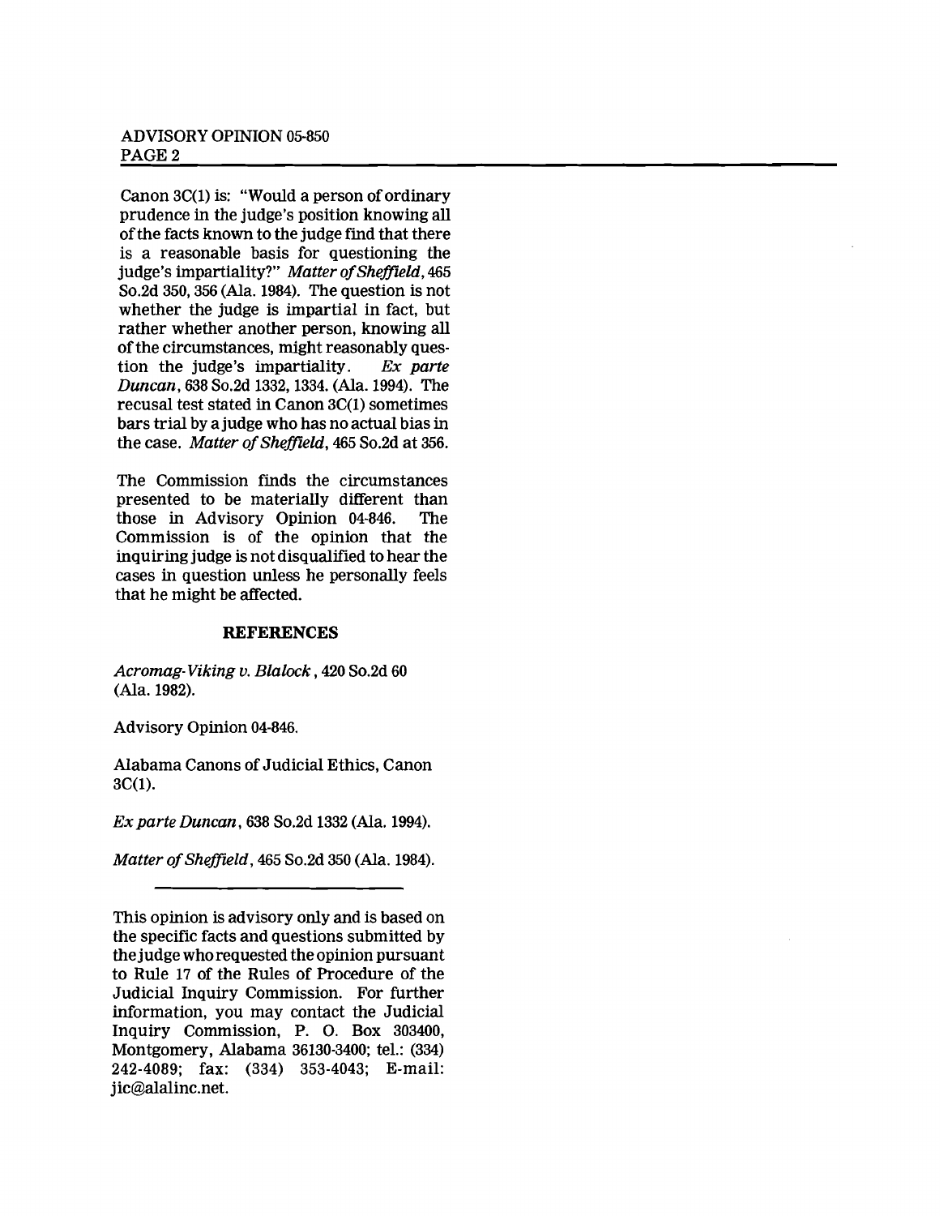Canon 3C(1) is: "Would a person of ordinary prudence in the judge's position knowing all of the facts known to the judge find that there is a reasonable basis for questioning the judge's impartiality?" *Matter of Sheffield*, 465 So.2d 350, 356 (Ala. 1984). The question is not whether the judge is impartial in fact, but rather whether another person, knowing all of the circumstances, might reasonably question the judge's impartiality. *Ex parte Duncan*, 638 So.2d 1332, 1334. (Ala. 1994). The recusal test stated in Canon 3C(1) sometimes bars trial by a judge who has no actual bias in the case. *Matter of Sheffield*, 465 So.2d at 356.

The Commission finds the circumstances presented to be materially different than those in Advisory Opinion 04-846. The Commission is of the opinion that the inquiring judge is not disqualified to hear the cases in question unless he personally feels that he might be affected.

## REFERENCES

*Acromag-Viking v. Blalock*, 420 So.2d 60 (Ala. 1982).

Advisory Opinion 04-846.

Alabama Canons of Judicial Ethics, Canon 3C(1).

*Ex parte Duncan*, 638 So.2d 1332 (Ala. 1994).

*Matter of Sheffield*, 465 So.2d 350 (Ala. 1984).

---

This opinion is advisory only and is based on the specific facts and questions submitted by the judge who requested the opinion pursuant to Rule 17 of the Rules of Procedure of the Judicial Inquiry Commission. For further information, you may contact the Judicial Inquiry Commission, P. O. Box 303400, Montgomery, Alabama 36130-3400; tel.: (334) 242-4089; fax: (334) 353-4043; E-mail: jic@alalinc.net.